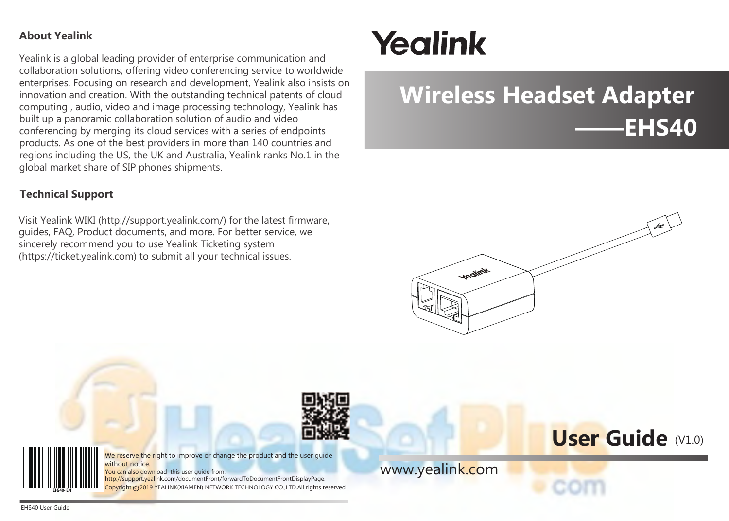## About Yealink

Yealink is a global leading provider of enterprise communication and collaboration solutions, offering video conferencing service to worldwide enterprises. Focusing on research and development, Yealink also insists on innovation and creation. With the outstanding technical patents of cloud computing , audio, video and image processing technology, Yealink has built up a panoramic collaboration solution of audio and video conferencing by merging its cloud services with a series of endpoints products. As one of the best providers in more than 140 countries and regions including the US, the UK and Australia, Yealink ranks No.1 in the global market share of SIP phones shipments.

## Technical Support

Visit Yealink WIKI (http://support.yealink.com/) for the latest firmware, guides, FAQ, Product documents, and more. For better service, we sincerely recommend you to use Yealink Ticketing system (https://ticket.yealink.com) to submit all your technical issues.

EHS40-EN

We reserve the right to improve or change the product and the user guide without notice.
You can also download this user guide from:
http://support.yealink.com/documentFront/forwardToDocumentFrontDisplayPage.
Copyright © 2019 YEALINK(XIAMEN) NETWORK TECHNOLOGY CO.,LTD.All rights reserved

EHS40 User Guide

# Yealink

# Wireless Headset Adapter ——EHS40

## User Guide (V1.0)

www.yealink.com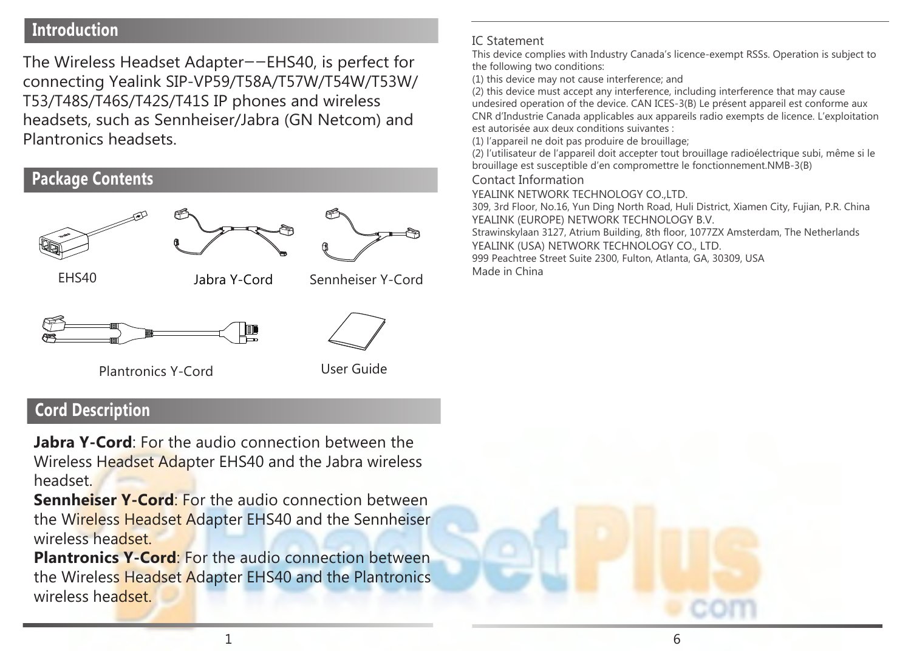## Introduction

The Wireless Headset Adapter−−EHS40, is perfect for connecting Yealink SIP-VP59/T58A/T57W/T54W/T53W/T53/T48S/T46S/T42S/T41S IP phones and wireless headsets, such as Sennheiser/Jabra (GN Netcom) and Plantronics headsets.

## Package Contents

EHS40

Jabra Y-Cord

Sennheiser Y-Cord

Plantronics Y-Cord

User Guide

## Cord Description

**Jabra Y-Cord**: For the audio connection between the Wireless Headset Adapter EHS40 and the Jabra wireless headset.

**Sennheiser Y-Cord**: For the audio connection between the Wireless Headset Adapter EHS40 and the Sennheiser wireless headset.

**Plantronics Y-Cord**: For the audio connection between the Wireless Headset Adapter EHS40 and the Plantronics wireless headset.

### IC Statement

This device complies with Industry Canada's licence-exempt RSSs. Operation is subject to the following two conditions:

(1) this device may not cause interference; and

(2) this device must accept any interference, including interference that may cause undesired operation of the device. CAN ICES-3(B) Le présent appareil est conforme aux CNR d'Industrie Canada applicables aux appareils radio exempts de licence. L'exploitation est autorisée aux deux conditions suivantes :

(1) l'appareil ne doit pas produire de brouillage;

(2) l'utilisateur de l'appareil doit accepter tout brouillage radioélectrique subi, même si le brouillage est susceptible d'en compromettre le fonctionnement.NMB-3(B)

### Contact Information

YEALINK NETWORK TECHNOLOGY CO.,LTD.
309, 3rd Floor, No.16, Yun Ding North Road, Huli District, Xiamen City, Fujian, P.R. China

YEALINK (EUROPE) NETWORK TECHNOLOGY B.V.
Strawinskylaan 3127, Atrium Building, 8th floor, 1077ZX Amsterdam, The Netherlands

YEALINK (USA) NETWORK TECHNOLOGY CO., LTD.
999 Peachtree Street Suite 2300, Fulton, Atlanta, GA, 30309, USA

Made in China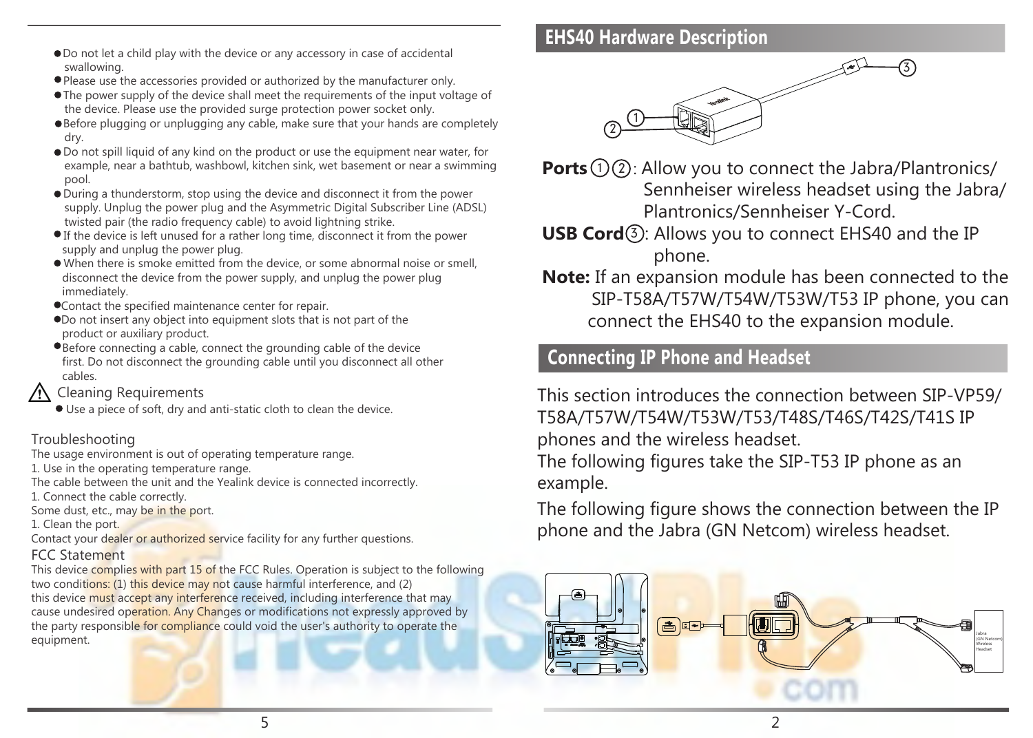- Do not let a child play with the device or any accessory in case of accidental swallowing.
- Please use the accessories provided or authorized by the manufacturer only.
- The power supply of the device shall meet the requirements of the input voltage of the device. Please use the provided surge protection power socket only.
- Before plugging or unplugging any cable, make sure that your hands are completely dry.
- Do not spill liquid of any kind on the product or use the equipment near water, for example, near a bathtub, washbowl, kitchen sink, wet basement or near a swimming pool.
- During a thunderstorm, stop using the device and disconnect it from the power supply. Unplug the power plug and the Asymmetric Digital Subscriber Line (ADSL) twisted pair (the radio frequency cable) to avoid lightning strike.
- If the device is left unused for a rather long time, disconnect it from the power supply and unplug the power plug.
- When there is smoke emitted from the device, or some abnormal noise or smell, disconnect the device from the power supply, and unplug the power plug immediately.
- Contact the specified maintenance center for repair.
- Do not insert any object into equipment slots that is not part of the product or auxiliary product.
- Before connecting a cable, connect the grounding cable of the device first. Do not disconnect the grounding cable until you disconnect all other cables.

⚠ Cleaning Requirements

- Use a piece of soft, dry and anti-static cloth to clean the device.

Troubleshooting

The usage environment is out of operating temperature range.

1. Use in the operating temperature range.

The cable between the unit and the Yealink device is connected incorrectly.

1. Connect the cable correctly.

Some dust, etc., may be in the port.

1. Clean the port.

Contact your dealer or authorized service facility for any further questions.

FCC Statement

This device complies with part 15 of the FCC Rules. Operation is subject to the following two conditions: (1) this device may not cause harmful interference, and (2) this device must accept any interference received, including interference that may cause undesired operation. Any Changes or modifications not expressly approved by the party responsible for compliance could void the user's authority to operate the equipment.

## EHS40 Hardware Description

**Ports** ①②: Allow you to connect the Jabra/Plantronics/Sennheiser wireless headset using the Jabra/Plantronics/Sennheiser Y-Cord.

**USB Cord**③: Allows you to connect EHS40 and the IP phone.

**Note:** If an expansion module has been connected to the SIP-T58A/T57W/T54W/T53W/T53 IP phone, you can connect the EHS40 to the expansion module.

## Connecting IP Phone and Headset

This section introduces the connection between SIP-VP59/T58A/T57W/T54W/T53W/T53/T48S/T46S/T42S/T41S IP phones and the wireless headset.

The following figures take the SIP-T53 IP phone as an example.

The following figure shows the connection between the IP phone and the Jabra (GN Netcom) wireless headset.

Jabra (GN Netcom) Wireless Headset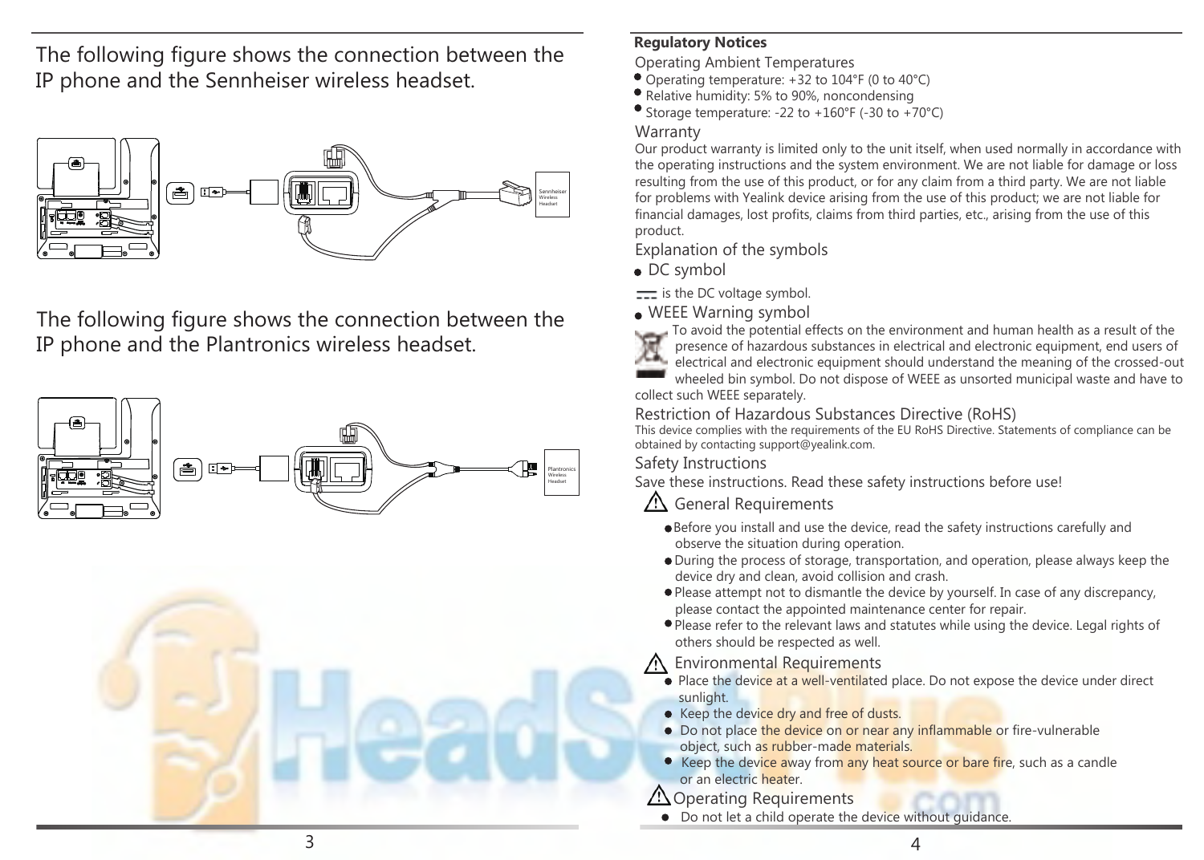The following figure shows the connection between the IP phone and the Sennheiser wireless headset.

Sennheiser Wireless Headset

The following figure shows the connection between the IP phone and the Plantronics wireless headset.

Plantronics Wireless Headset

**Regulatory Notices**

Operating Ambient Temperatures

- Operating temperature: +32 to 104°F (0 to 40°C)
- Relative humidity: 5% to 90%, noncondensing
- Storage temperature: -22 to +160°F (-30 to +70°C)

Warranty

Our product warranty is limited only to the unit itself, when used normally in accordance with the operating instructions and the system environment. We are not liable for damage or loss resulting from the use of this product, or for any claim from a third party. We are not liable for problems with Yealink device arising from the use of this product; we are not liable for financial damages, lost profits, claims from third parties, etc., arising from the use of this product.

Explanation of the symbols

- DC symbol

⎓ is the DC voltage symbol.

- WEEE Warning symbol

To avoid the potential effects on the environment and human health as a result of the presence of hazardous substances in electrical and electronic equipment, end users of electrical and electronic equipment should understand the meaning of the crossed-out wheeled bin symbol. Do not dispose of WEEE as unsorted municipal waste and have to collect such WEEE separately.

Restriction of Hazardous Substances Directive (RoHS)

This device complies with the requirements of the EU RoHS Directive. Statements of compliance can be obtained by contacting support@yealink.com.

Safety Instructions

Save these instructions. Read these safety instructions before use!

⚠ General Requirements

- Before you install and use the device, read the safety instructions carefully and observe the situation during operation.
- During the process of storage, transportation, and operation, please always keep the device dry and clean, avoid collision and crash.
- Please attempt not to dismantle the device by yourself. In case of any discrepancy, please contact the appointed maintenance center for repair.
- Please refer to the relevant laws and statutes while using the device. Legal rights of others should be respected as well.

⚠ Environmental Requirements

- Place the device at a well-ventilated place. Do not expose the device under direct sunlight.
- Keep the device dry and free of dusts.
- Do not place the device on or near any inflammable or fire-vulnerable object, such as rubber-made materials.
- Keep the device away from any heat source or bare fire, such as a candle or an electric heater.

⚠ Operating Requirements

- Do not let a child operate the device without guidance.